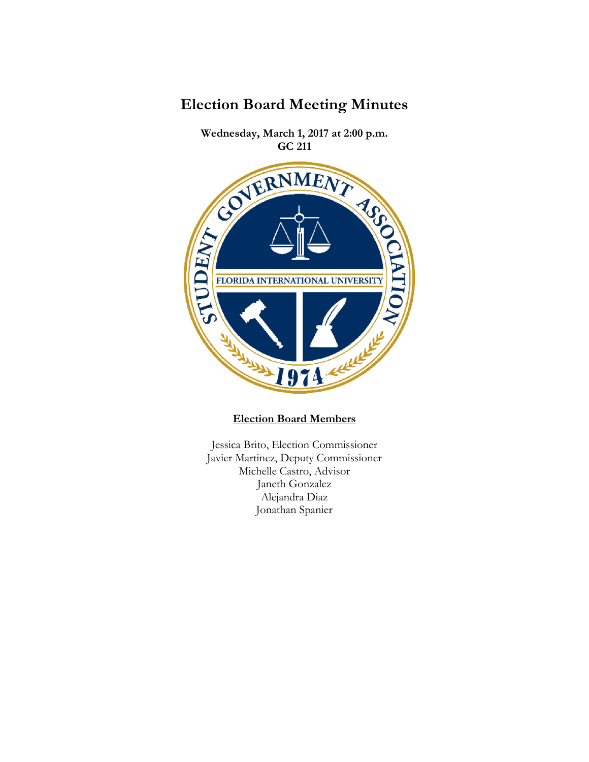# Election Board Meeting Minutes

**Wednesday, March 1, 2017 at 2:00 p.m.**
**GC 211**

**Election Board Members**

Jessica Brito, Election Commissioner
Javier Martinez, Deputy Commissioner
Michelle Castro, Advisor
Janeth Gonzalez
Alejandra Diaz
Jonathan Spanier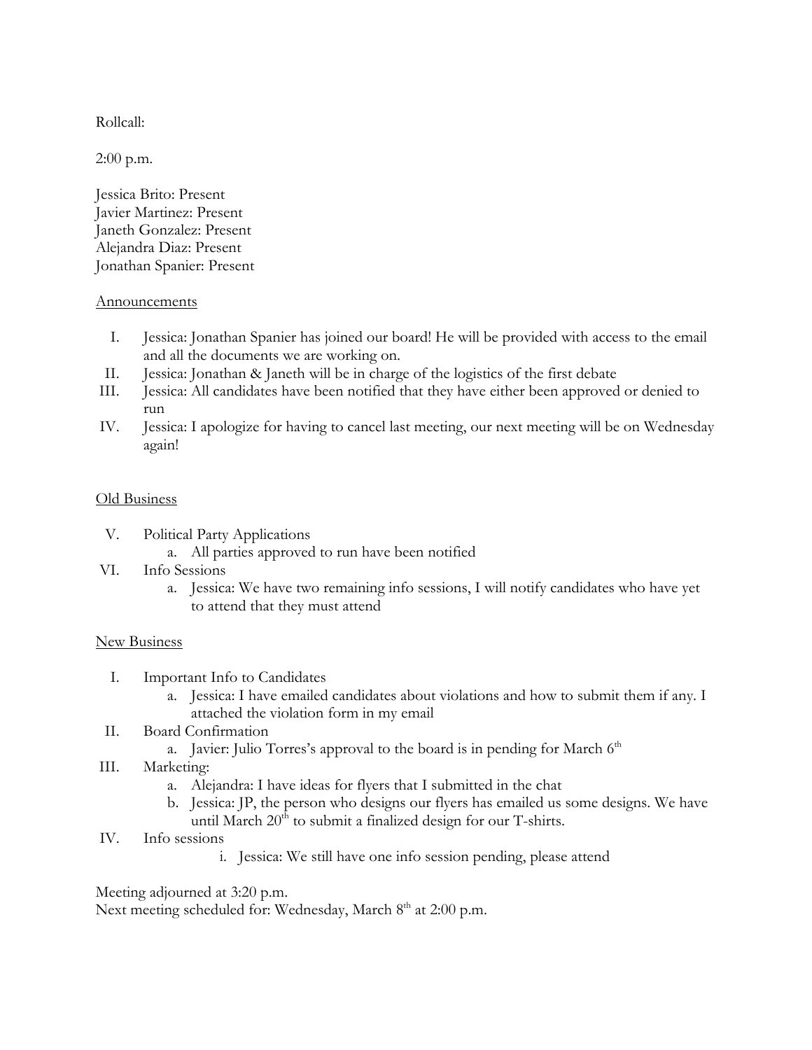Rollcall:

2:00 p.m.

Jessica Brito: Present
Javier Martinez: Present
Janeth Gonzalez: Present
Alejandra Diaz: Present
Jonathan Spanier: Present

Announcements

I. Jessica: Jonathan Spanier has joined our board! He will be provided with access to the email and all the documents we are working on.
II. Jessica: Jonathan & Janeth will be in charge of the logistics of the first debate
III. Jessica: All candidates have been notified that they have either been approved or denied to run
IV. Jessica: I apologize for having to cancel last meeting, our next meeting will be on Wednesday again!

Old Business

V. Political Party Applications
   a. All parties approved to run have been notified
VI. Info Sessions
   a. Jessica: We have two remaining info sessions, I will notify candidates who have yet to attend that they must attend

New Business

I. Important Info to Candidates
   a. Jessica: I have emailed candidates about violations and how to submit them if any. I attached the violation form in my email
II. Board Confirmation
   a. Javier: Julio Torres's approval to the board is in pending for March 6th
III. Marketing:
   a. Alejandra: I have ideas for flyers that I submitted in the chat
   b. Jessica: JP, the person who designs our flyers has emailed us some designs. We have until March 20th to submit a finalized design for our T-shirts.
IV. Info sessions
   i. Jessica: We still have one info session pending, please attend

Meeting adjourned at 3:20 p.m.
Next meeting scheduled for: Wednesday, March 8th at 2:00 p.m.